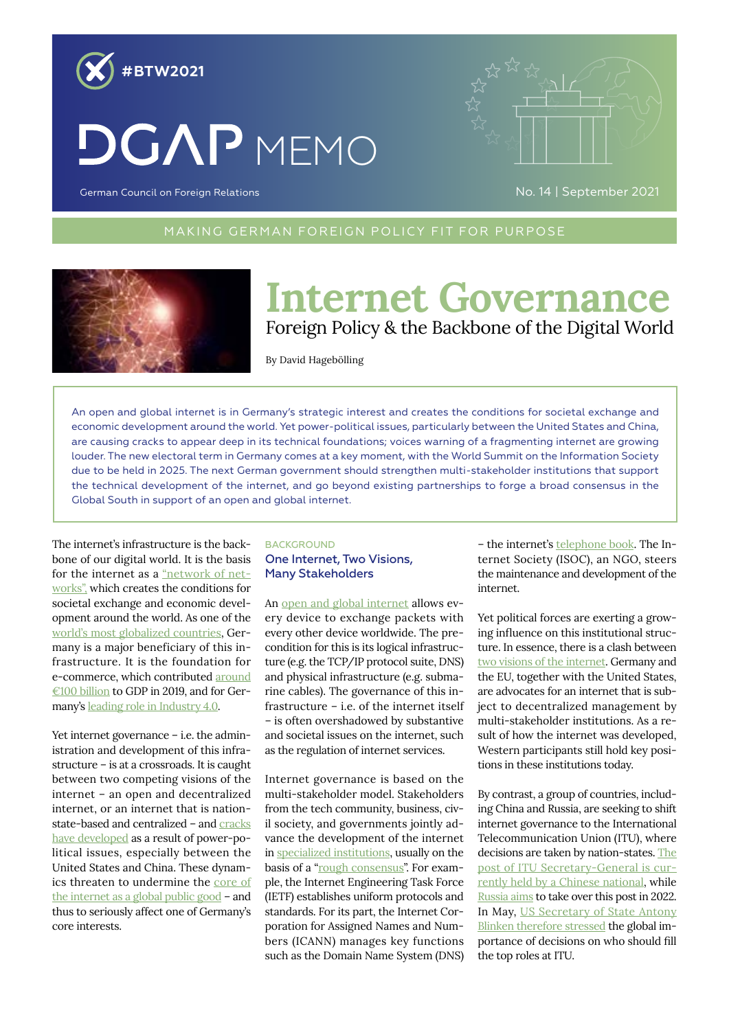#BTW2021

# DGAP MEMO

German Council on Foreign Relations

No. 14 | September 2021

MAKING GERMAN FOREIGN POLICY FIT FOR PURPOSE

# Internet Governance

## Foreign Policy & the Backbone of the Digital World

By David Hagebölling

An open and global internet is in Germany's strategic interest and creates the conditions for societal exchange and economic development around the world. Yet power-political issues, particularly between the United States and China, are causing cracks to appear deep in its technical foundations; voices warning of a fragmenting internet are growing louder. The new electoral term in Germany comes at a key moment, with the World Summit on the Information Society due to be held in 2025. The next German government should strengthen multi-stakeholder institutions that support the technical development of the internet, and go beyond existing partnerships to forge a broad consensus in the Global South in support of an open and global internet.

The internet's infrastructure is the backbone of our digital world. It is the basis for the internet as a "network of networks", which creates the conditions for societal exchange and economic development around the world. As one of the world's most globalized countries, Germany is a major beneficiary of this infrastructure. It is the foundation for e-commerce, which contributed around €100 billion to GDP in 2019, and for Germany's leading role in Industry 4.0.

Yet internet governance – i.e. the administration and development of this infrastructure – is at a crossroads. It is caught between two competing visions of the internet – an open and decentralized internet, or an internet that is nation-state-based and centralized – and cracks have developed as a result of power-political issues, especially between the United States and China. These dynamics threaten to undermine the core of the internet as a global public good – and thus to seriously affect one of Germany's core interests.

BACKGROUND

### One Internet, Two Visions, Many Stakeholders

An open and global internet allows every device to exchange packets with every other device worldwide. The precondition for this is its logical infrastructure (e.g. the TCP/IP protocol suite, DNS) and physical infrastructure (e.g. submarine cables). The governance of this infrastructure – i.e. of the internet itself – is often overshadowed by substantive and societal issues on the internet, such as the regulation of internet services.

Internet governance is based on the multi-stakeholder model. Stakeholders from the tech community, business, civil society, and governments jointly advance the development of the internet in specialized institutions, usually on the basis of a "rough consensus". For example, the Internet Engineering Task Force (IETF) establishes uniform protocols and standards. For its part, the Internet Corporation for Assigned Names and Numbers (ICANN) manages key functions such as the Domain Name System (DNS) – the internet's telephone book. The Internet Society (ISOC), an NGO, steers the maintenance and development of the internet.

Yet political forces are exerting a growing influence on this institutional structure. In essence, there is a clash between two visions of the internet. Germany and the EU, together with the United States, are advocates for an internet that is subject to decentralized management by multi-stakeholder institutions. As a result of how the internet was developed, Western participants still hold key positions in these institutions today.

By contrast, a group of countries, including China and Russia, are seeking to shift internet governance to the International Telecommunication Union (ITU), where decisions are taken by nation-states. The post of ITU Secretary-General is currently held by a Chinese national, while Russia aims to take over this post in 2022. In May, US Secretary of State Antony Blinken therefore stressed the global importance of decisions on who should fill the top roles at ITU.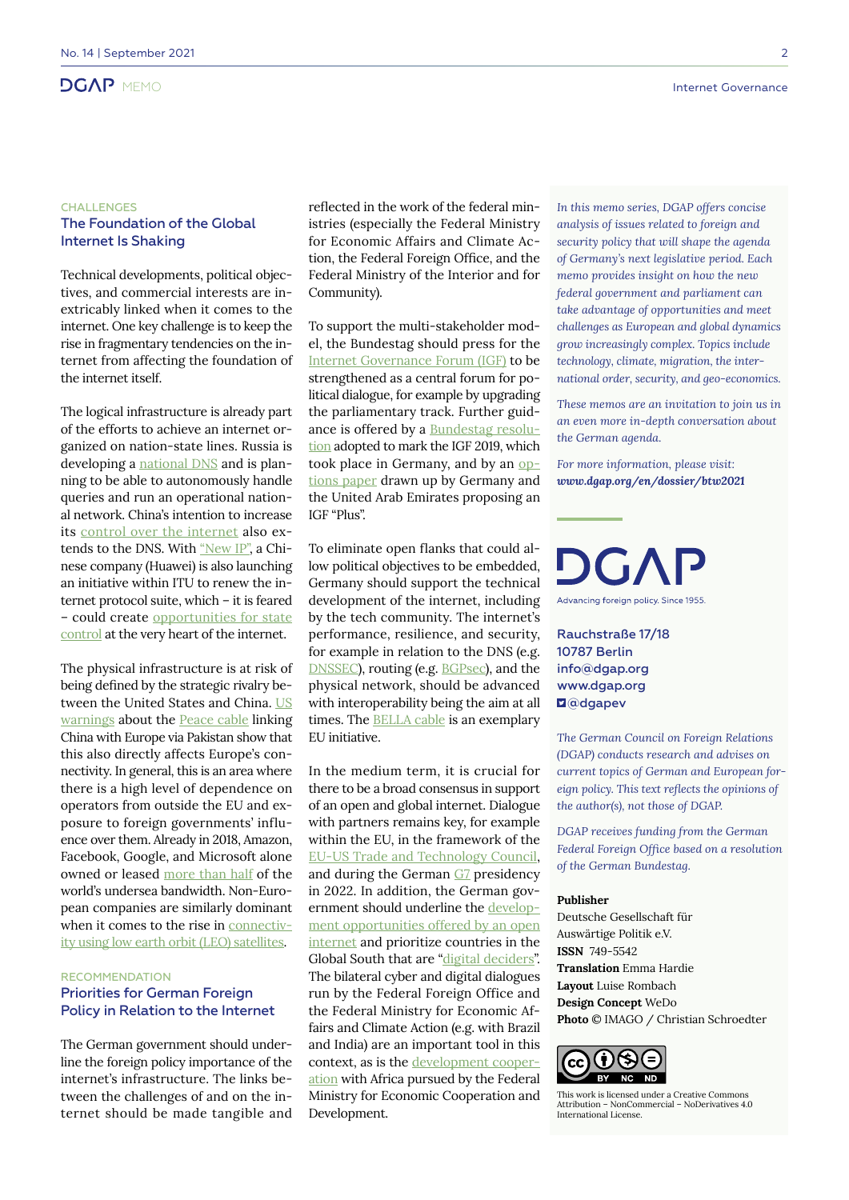CHALLENGES

## The Foundation of the Global Internet Is Shaking

Technical developments, political objectives, and commercial interests are inextricably linked when it comes to the internet. One key challenge is to keep the rise in fragmentary tendencies on the internet from affecting the foundation of the internet itself.

The logical infrastructure is already part of the efforts to achieve an internet organized on nation-state lines. Russia is developing a national DNS and is planning to be able to autonomously handle queries and run an operational national network. China's intention to increase its control over the internet also extends to the DNS. With "New IP", a Chinese company (Huawei) is also launching an initiative within ITU to renew the internet protocol suite, which – it is feared – could create opportunities for state control at the very heart of the internet.

The physical infrastructure is at risk of being defined by the strategic rivalry between the United States and China. US warnings about the Peace cable linking China with Europe via Pakistan show that this also directly affects Europe's connectivity. In general, this is an area where there is a high level of dependence on operators from outside the EU and exposure to foreign governments' influence over them. Already in 2018, Amazon, Facebook, Google, and Microsoft alone owned or leased more than half of the world's undersea bandwidth. Non-European companies are similarly dominant when it comes to the rise in connectivity using low earth orbit (LEO) satellites.

RECOMMENDATION

## Priorities for German Foreign Policy in Relation to the Internet

The German government should underline the foreign policy importance of the internet's infrastructure. The links between the challenges of and on the internet should be made tangible and reflected in the work of the federal ministries (especially the Federal Ministry for Economic Affairs and Climate Action, the Federal Foreign Office, and the Federal Ministry of the Interior and for Community).

To support the multi-stakeholder model, the Bundestag should press for the Internet Governance Forum (IGF) to be strengthened as a central forum for political dialogue, for example by upgrading the parliamentary track. Further guidance is offered by a Bundestag resolution adopted to mark the IGF 2019, which took place in Germany, and by an options paper drawn up by Germany and the United Arab Emirates proposing an IGF "Plus".

To eliminate open flanks that could allow political objectives to be embedded, Germany should support the technical development of the internet, including by the tech community. The internet's performance, resilience, and security, for example in relation to the DNS (e.g. DNSSEC), routing (e.g. BGPsec), and the physical network, should be advanced with interoperability being the aim at all times. The BELLA cable is an exemplary EU initiative.

In the medium term, it is crucial for there to be a broad consensus in support of an open and global internet. Dialogue with partners remains key, for example within the EU, in the framework of the EU-US Trade and Technology Council, and during the German G7 presidency in 2022. In addition, the German government should underline the development opportunities offered by an open internet and prioritize countries in the Global South that are "digital deciders". The bilateral cyber and digital dialogues run by the Federal Foreign Office and the Federal Ministry for Economic Affairs and Climate Action (e.g. with Brazil and India) are an important tool in this context, as is the development cooperation with Africa pursued by the Federal Ministry for Economic Cooperation and Development.

*In this memo series, DGAP offers concise analysis of issues related to foreign and security policy that will shape the agenda of Germany's next legislative period. Each memo provides insight on how the new federal government and parliament can take advantage of opportunities and meet challenges as European and global dynamics grow increasingly complex. Topics include technology, climate, migration, the international order, security, and geo-economics.*

*These memos are an invitation to join us in an even more in-depth conversation about the German agenda.*

*For more information, please visit:* ***www.dgap.org/en/dossier/btw2021***

DGAP
Advancing foreign policy. Since 1955.

Rauchstraße 17/18
10787 Berlin
info@dgap.org
www.dgap.org
@dgapev

*The German Council on Foreign Relations (DGAP) conducts research and advises on current topics of German and European foreign policy. This text reflects the opinions of the author(s), not those of DGAP.*

*DGAP receives funding from the German Federal Foreign Office based on a resolution of the German Bundestag.*

**Publisher**
Deutsche Gesellschaft für Auswärtige Politik e.V.

**ISSN** 749-5542
**Translation** Emma Hardie
**Layout** Luise Rombach
**Design Concept** WeDo
**Photo** © IMAGO / Christian Schroedter

This work is licensed under a Creative Commons Attribution – NonCommercial – NoDerivatives 4.0 International License.